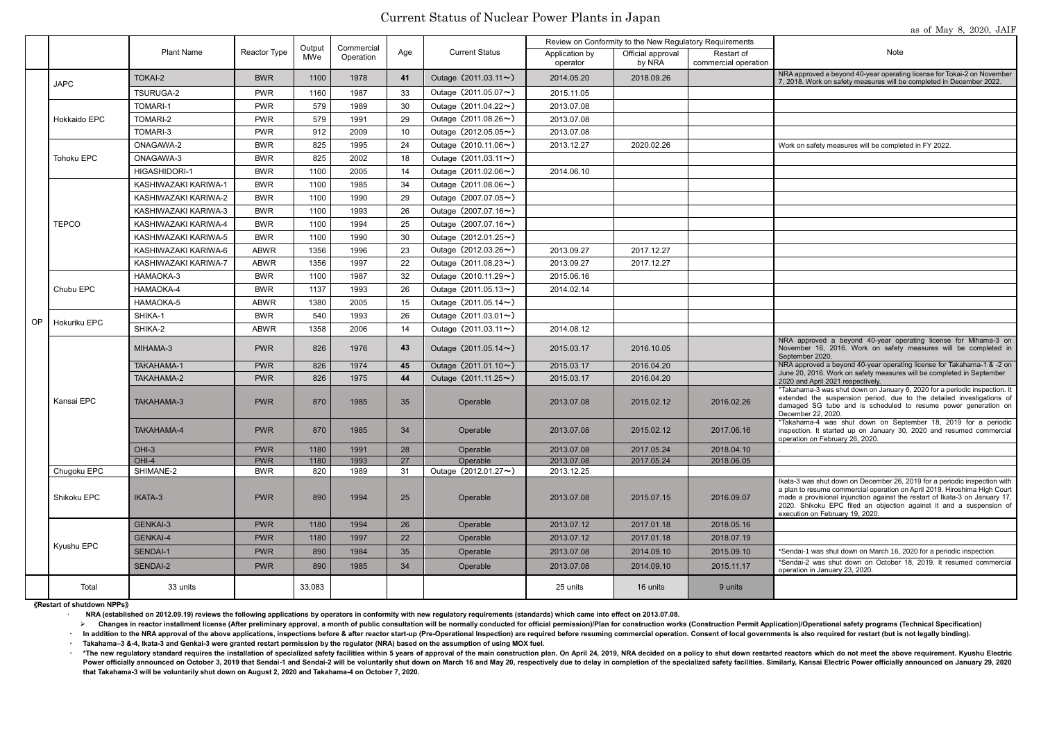# Current Status of Nuclear Power Plants in Japan

as of May 8, 2020, JAIF

| | | Plant Name | Reactor Type | Output MWe | Commercial Operation | Age | Current Status | Review on Conformity to the New Regulatory Requirements | | | Note |
|---|---|---|---|---|---|---|---|---|---|---|---|
| | | | | | | | | Application by operator | Official approval by NRA | Restart of commercial operation | |
| OP | JAPC | TOKAI-2 | BWR | 1100 | 1978 | **41** | Outage（2011.03.11～） | 2014.05.20 | 2018.09.26 | | NRA approved a beyond 40-year operating license for Tokai-2 on November 7, 2018. Work on safety measures will be completed in December 2022. |
| | | TSURUGA-2 | PWR | 1160 | 1987 | 33 | Outage（2011.05.07～） | 2015.11.05 | | | |
| | Hokkaido EPC | TOMARI-1 | PWR | 579 | 1989 | 30 | Outage（2011.04.22～） | 2013.07.08 | | | |
| | | TOMARI-2 | PWR | 579 | 1991 | 29 | Outage（2011.08.26～） | 2013.07.08 | | | |
| | | TOMARI-3 | PWR | 912 | 2009 | 10 | Outage（2012.05.05～） | 2013.07.08 | | | |
| | Tohoku EPC | ONAGAWA-2 | BWR | 825 | 1995 | 24 | Outage（2010.11.06～） | 2013.12.27 | 2020.02.26 | | Work on safety measures will be completed in FY 2022. |
| | | ONAGAWA-3 | BWR | 825 | 2002 | 18 | Outage（2011.03.11～） | | | | |
| | | HIGASHIDORI-1 | BWR | 1100 | 2005 | 14 | Outage（2011.02.06～） | 2014.06.10 | | | |
| | TEPCO | KASHIWAZAKI KARIWA-1 | BWR | 1100 | 1985 | 34 | Outage（2011.08.06～） | | | | |
| | | KASHIWAZAKI KARIWA-2 | BWR | 1100 | 1990 | 29 | Outage（2007.07.05～） | | | | |
| | | KASHIWAZAKI KARIWA-3 | BWR | 1100 | 1993 | 26 | Outage（2007.07.16～） | | | | |
| | | KASHIWAZAKI KARIWA-4 | BWR | 1100 | 1994 | 25 | Outage（2007.07.16～） | | | | |
| | | KASHIWAZAKI KARIWA-5 | BWR | 1100 | 1990 | 30 | Outage（2012.01.25～） | | | | |
| | | KASHIWAZAKI KARIWA-6 | ABWR | 1356 | 1996 | 23 | Outage（2012.03.26～） | 2013.09.27 | 2017.12.27 | | |
| | | KASHIWAZAKI KARIWA-7 | ABWR | 1356 | 1997 | 22 | Outage（2011.08.23～） | 2013.09.27 | 2017.12.27 | | |
| | Chubu EPC | HAMAOKA-3 | BWR | 1100 | 1987 | 32 | Outage（2010.11.29～） | 2015.06.16 | | | |
| | | HAMAOKA-4 | BWR | 1137 | 1993 | 26 | Outage（2011.05.13～） | 2014.02.14 | | | |
| | | HAMAOKA-5 | ABWR | 1380 | 2005 | 15 | Outage（2011.05.14～） | | | | |
| | Hokuriku EPC | SHIKA-1 | BWR | 540 | 1993 | 26 | Outage（2011.03.01～） | | | | |
| | | SHIKA-2 | ABWR | 1358 | 2006 | 14 | Outage（2011.03.11～） | 2014.08.12 | | | |
| | Kansai EPC | MIHAMA-3 | PWR | 826 | 1976 | **43** | Outage（2011.05.14～） | 2015.03.17 | 2016.10.05 | | NRA approved a beyond 40-year operating license for Mihama-3 on November 16, 2016. Work on safety measures will be completed in September 2020. |
| | | TAKAHAMA-1 | PWR | 826 | 1974 | **45** | Outage（2011.01.10～） | 2015.03.17 | 2016.04.20 | | NRA approved a beyond 40-year operating license for Takahama-1 & -2 on June 20, 2016. Work on safety measures will be completed in September 2020 and April 2021 respectively. |
| | | TAKAHAMA-2 | PWR | 826 | 1975 | **44** | Outage（2011.11.25～） | 2015.03.17 | 2016.04.20 | | |
| | | TAKAHAMA-3 | PWR | 870 | 1985 | 35 | Operable | 2013.07.08 | 2015.02.12 | 2016.02.26 | *Takahama-3 was shut down on January 6, 2020 for a periodic inspection. It extended the suspension period, due to the detailed investigations of damaged SG tube and is scheduled to resume power generation on December 22, 2020. |
| | | TAKAHAMA-4 | PWR | 870 | 1985 | 34 | Operable | 2013.07.08 | 2015.02.12 | 2017.06.16 | *Takahama-4 was shut down on September 18, 2019 for a periodic inspection. It started up on January 30, 2020 and resumed commercial operation on February 26, 2020. |
| | | OHI-3 | PWR | 1180 | 1991 | 28 | Operable | 2013.07.08 | 2017.05.24 | 2018.04.10 | . |
| | | OHI-4 | PWR | 1180 | 1993 | 27 | Operable | 2013.07.08 | 2017.05.24 | 2018.06.05 | |
| | Chugoku EPC | SHIMANE-2 | BWR | 820 | 1989 | 31 | Outage（2012.01.27～） | 2013.12.25 | | | |
| | Shikoku EPC | IKATA-3 | PWR | 890 | 1994 | 25 | Operable | 2013.07.08 | 2015.07.15 | 2016.09.07 | Ikata-3 was shut down on December 26, 2019 for a periodic inspection with a plan to resume commercial operation on April 2019. Hiroshima High Court made a provisional injunction against the restart of Ikata-3 on January 17, 2020. Shikoku EPC filed an objection against it and a suspension of execution on February 19, 2020. |
| | Kyushu EPC | GENKAI-3 | PWR | 1180 | 1994 | 26 | Operable | 2013.07.12 | 2017.01.18 | 2018.05.16 | |
| | | GENKAI-4 | PWR | 1180 | 1997 | 22 | Operable | 2013.07.12 | 2017.01.18 | 2018.07.19 | |
| | | SENDAI-1 | PWR | 890 | 1984 | 35 | Operable | 2013.07.08 | 2014.09.10 | 2015.09.10 | *Sendai-1 was shut down on March 16, 2020 for a periodic inspection. |
| | | SENDAI-2 | PWR | 890 | 1985 | 34 | Operable | 2013.07.08 | 2014.09.10 | 2015.11.17 | *Sendai-2 was shut down on October 18, 2019. It resumed commercial operation in January 23, 2020. |
| | Total | 33 units | | 33,083 | | | | 25 units | 16 units | 9 units | |

**《Restart of shutdown NPPs》**

- **NRA (established on 2012.09.19) reviews the following applications by operators in conformity with new regulatory requirements (standards) which came into effect on 2013.07.08.**
  - **Changes in reactor installment license (After preliminary approval, a month of public consultation will be normally conducted for official permission)/Plan for construction works (Construction Permit Application)/Operational safety programs (Technical Specification)**
- **In addition to the NRA approval of the above applications, inspections before & after reactor start-up (Pre-Operational Inspection) are required before resuming commercial operation. Consent of local governments is also required for restart (but is not legally binding).**
- **Takahama–3 &-4, Ikata-3 and Genkai-3 were granted restart permission by the regulator (NRA) based on the assumption of using MOX fuel.**
- **\*The new regulatory standard requires the installation of specialized safety facilities within 5 years of approval of the main construction plan. On April 24, 2019, NRA decided on a policy to shut down restarted reactors which do not meet the above requirement. Kyushu Electric Power officially announced on October 3, 2019 that Sendai-1 and Sendai-2 will be voluntarily shut down on March 16 and May 20, respectively due to delay in completion of the specialized safety facilities. Similarly, Kansai Electric Power officially announced on January 29, 2020 that Takahama-3 will be voluntarily shut down on August 2, 2020 and Takahama-4 on October 7, 2020.**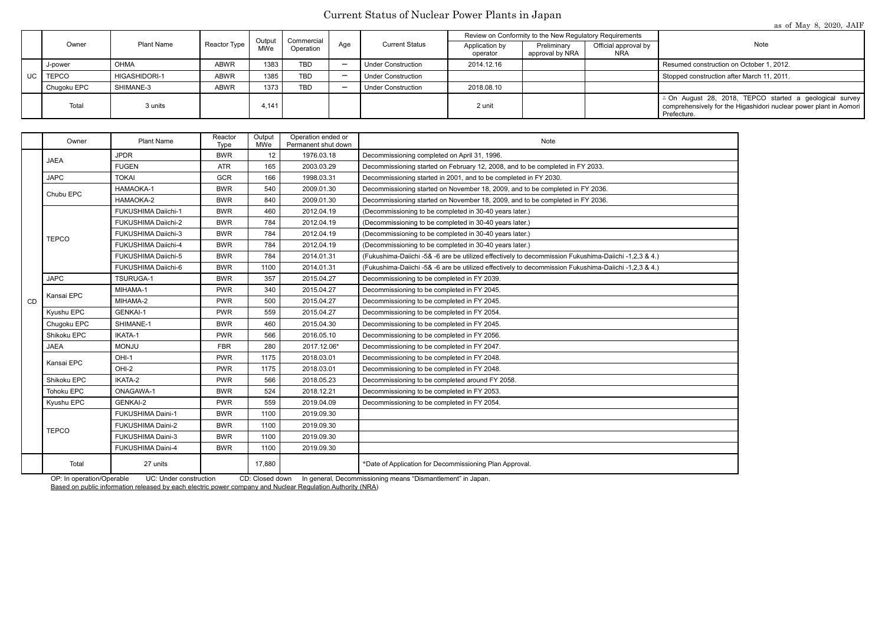# Current Status of Nuclear Power Plants in Japan

as of May 8, 2020, JAIF

| | Owner | Plant Name | Reactor Type | Output MWe | Commercial Operation | Age | Current Status | Review on Conformity to the New Regulatory Requirements | | | Note |
|---|---|---|---|---|---|---|---|---|---|---|---|
| | | | | | | | | Application by operator | Preliminary approval by NRA | Official approval by NRA | |
| UC | J-power | OHMA | ABWR | 1383 | TBD | ー | Under Construction | 2014.12.16 | | | Resumed construction on October 1, 2012. |
| | TEPCO | HIGASHIDORI-1 | ABWR | 1385 | TBD | ー | Under Construction | | | | Stopped construction after March 11, 2011. |
| | Chugoku EPC | SHIMANE-3 | ABWR | 1373 | TBD | ー | Under Construction | 2018.08.10 | | | |
| | Total | 3 units | | 4,141 | | | | 2 unit | | | ∴On August 28, 2018, TEPCO started a geological survey comprehensively for the Higashidori nuclear power plant in Aomori Prefecture. |

| | Owner | Plant Name | Reactor Type | Output MWe | Operation ended or Permanent shut down | Note |
|---|---|---|---|---|---|---|
| CD | JAEA | JPDR | BWR | 12 | 1976.03.18 | Decommissioning completed on April 31, 1996. |
| | | FUGEN | ATR | 165 | 2003.03.29 | Decommissioning started on February 12, 2008, and to be completed in FY 2033. |
| | JAPC | TOKAI | GCR | 166 | 1998.03.31 | Decommissioning started in 2001, and to be completed in FY 2030. |
| | Chubu EPC | HAMAOKA-1 | BWR | 540 | 2009.01.30 | Decommissioning started on November 18, 2009, and to be completed in FY 2036. |
| | | HAMAOKA-2 | BWR | 840 | 2009.01.30 | Decommissioning started on November 18, 2009, and to be completed in FY 2036. |
| | TEPCO | FUKUSHIMA Daiichi-1 | BWR | 460 | 2012.04.19 | (Decommissioning to be completed in 30-40 years later.) |
| | | FUKUSHIMA Daiichi-2 | BWR | 784 | 2012.04.19 | (Decommissioning to be completed in 30-40 years later.) |
| | | FUKUSHIMA Daiichi-3 | BWR | 784 | 2012.04.19 | (Decommissioning to be completed in 30-40 years later.) |
| | | FUKUSHIMA Daiichi-4 | BWR | 784 | 2012.04.19 | (Decommissioning to be completed in 30-40 years later.) |
| | | FUKUSHIMA Daiichi-5 | BWR | 784 | 2014.01.31 | (Fukushima-Daiichi -5& -6 are be utilized effectively to decommission Fukushima-Daiichi -1,2,3 & 4.) |
| | | FUKUSHIMA Daiichi-6 | BWR | 1100 | 2014.01.31 | (Fukushima-Daiichi -5& -6 are be utilized effectively to decommission Fukushima-Daiichi -1,2,3 & 4.) |
| | JAPC | TSURUGA-1 | BWR | 357 | 2015.04.27 | Decommissioning to be completed in FY 2039. |
| | Kansai EPC | MIHAMA-1 | PWR | 340 | 2015.04.27 | Decommissioning to be completed in FY 2045. |
| | | MIHAMA-2 | PWR | 500 | 2015.04.27 | Decommissioning to be completed in FY 2045. |
| | Kyushu EPC | GENKAI-1 | PWR | 559 | 2015.04.27 | Decommissioning to be completed in FY 2054. |
| | Chugoku EPC | SHIMANE-1 | BWR | 460 | 2015.04.30 | Decommissioning to be completed in FY 2045. |
| | Shikoku EPC | IKATA-1 | PWR | 566 | 2016.05.10 | Decommissioning to be completed in FY 2056. |
| | JAEA | MONJU | FBR | 280 | 2017.12.06* | Decommissioning to be completed in FY 2047. |
| | Kansai EPC | OHI-1 | PWR | 1175 | 2018.03.01 | Decommissioning to be completed in FY 2048. |
| | | OHI-2 | PWR | 1175 | 2018.03.01 | Decommissioning to be completed in FY 2048. |
| | Shikoku EPC | IKATA-2 | PWR | 566 | 2018.05.23 | Decommissioning to be completed around FY 2058. |
| | Tohoku EPC | ONAGAWA-1 | BWR | 524 | 2018.12.21 | Decommissioning to be completed in FY 2053. |
| | Kyushu EPC | GENKAI-2 | PWR | 559 | 2019.04.09 | Decommissioning to be completed in FY 2054. |
| | TEPCO | FUKUSHIMA Daini-1 | BWR | 1100 | 2019.09.30 | |
| | | FUKUSHIMA Daini-2 | BWR | 1100 | 2019.09.30 | |
| | | FUKUSHIMA Daini-3 | BWR | 1100 | 2019.09.30 | |
| | | FUKUSHIMA Daini-4 | BWR | 1100 | 2019.09.30 | |
| | Total | 27 units | | 17,880 | | *Date of Application for Decommissioning Plan Approval. |

OP: In operation/Operable UC: Under construction CD: Closed down In general, Decommissioning means "Dismantlement" in Japan.

Based on public information released by each electric power company and Nuclear Regulation Authority (NRA)